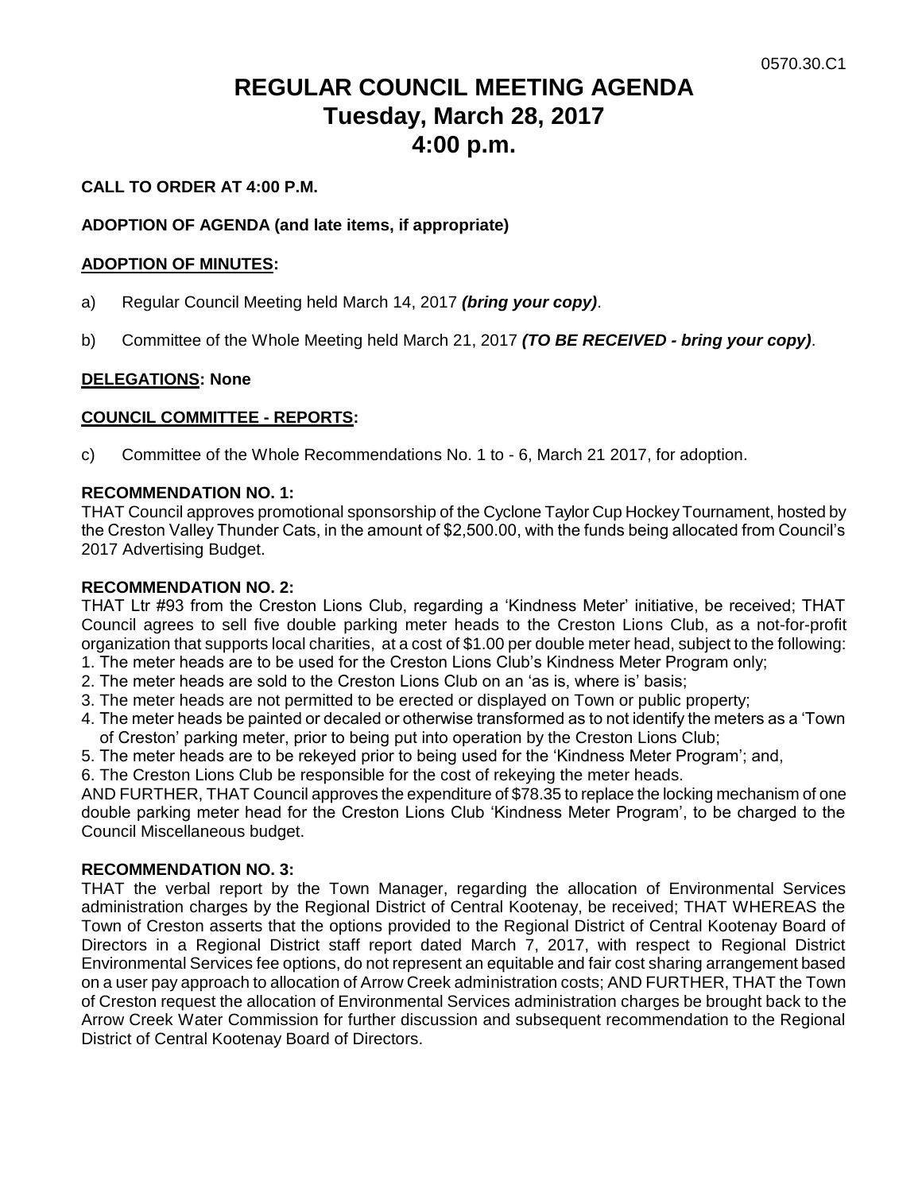0570.30.C1

# REGULAR COUNCIL MEETING AGENDA
# Tuesday, March 28, 2017
# 4:00 p.m.

**CALL TO ORDER AT 4:00 P.M.**

**ADOPTION OF AGENDA (and late items, if appropriate)**

**ADOPTION OF MINUTES:**

a) Regular Council Meeting held March 14, 2017 ***(bring your copy)***.

b) Committee of the Whole Meeting held March 21, 2017 ***(TO BE RECEIVED - bring your copy)***.

**DELEGATIONS: None**

**COUNCIL COMMITTEE - REPORTS:**

c) Committee of the Whole Recommendations No. 1 to - 6, March 21 2017, for adoption.

**RECOMMENDATION NO. 1:**
THAT Council approves promotional sponsorship of the Cyclone Taylor Cup Hockey Tournament, hosted by the Creston Valley Thunder Cats, in the amount of $2,500.00, with the funds being allocated from Council's 2017 Advertising Budget.

**RECOMMENDATION NO. 2:**
THAT Ltr #93 from the Creston Lions Club, regarding a 'Kindness Meter' initiative, be received; THAT Council agrees to sell five double parking meter heads to the Creston Lions Club, as a not-for-profit organization that supports local charities, at a cost of $1.00 per double meter head, subject to the following:

1. The meter heads are to be used for the Creston Lions Club's Kindness Meter Program only;
2. The meter heads are sold to the Creston Lions Club on an 'as is, where is' basis;
3. The meter heads are not permitted to be erected or displayed on Town or public property;
4. The meter heads be painted or decaled or otherwise transformed as to not identify the meters as a 'Town of Creston' parking meter, prior to being put into operation by the Creston Lions Club;
5. The meter heads are to be rekeyed prior to being used for the 'Kindness Meter Program'; and,
6. The Creston Lions Club be responsible for the cost of rekeying the meter heads.

AND FURTHER, THAT Council approves the expenditure of $78.35 to replace the locking mechanism of one double parking meter head for the Creston Lions Club 'Kindness Meter Program', to be charged to the Council Miscellaneous budget.

**RECOMMENDATION NO. 3:**
THAT the verbal report by the Town Manager, regarding the allocation of Environmental Services administration charges by the Regional District of Central Kootenay, be received; THAT WHEREAS the Town of Creston asserts that the options provided to the Regional District of Central Kootenay Board of Directors in a Regional District staff report dated March 7, 2017, with respect to Regional District Environmental Services fee options, do not represent an equitable and fair cost sharing arrangement based on a user pay approach to allocation of Arrow Creek administration costs; AND FURTHER, THAT the Town of Creston request the allocation of Environmental Services administration charges be brought back to the Arrow Creek Water Commission for further discussion and subsequent recommendation to the Regional District of Central Kootenay Board of Directors.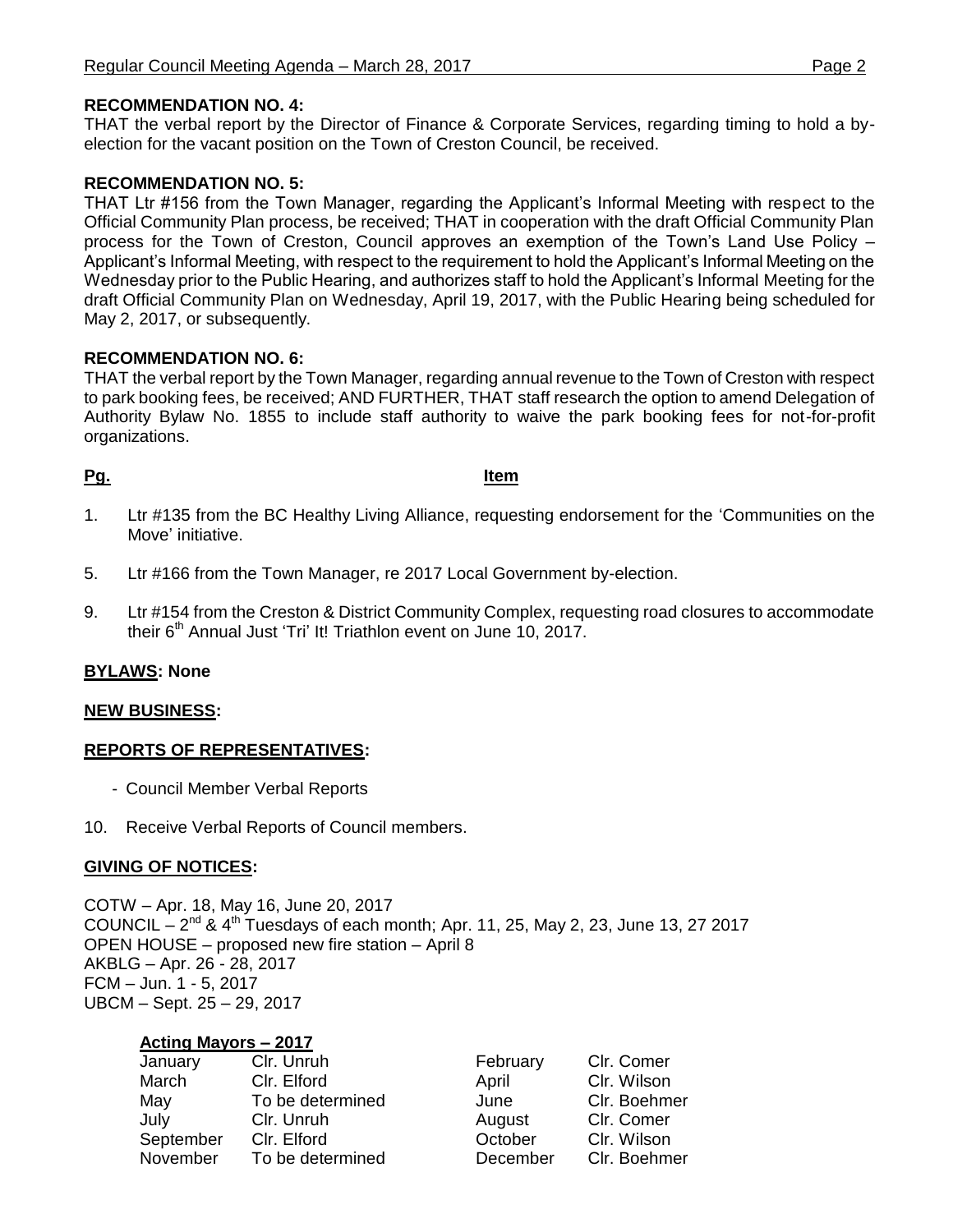**RECOMMENDATION NO. 4:**
THAT the verbal report by the Director of Finance & Corporate Services, regarding timing to hold a by-election for the vacant position on the Town of Creston Council, be received.

**RECOMMENDATION NO. 5:**
THAT Ltr #156 from the Town Manager, regarding the Applicant's Informal Meeting with respect to the Official Community Plan process, be received; THAT in cooperation with the draft Official Community Plan process for the Town of Creston, Council approves an exemption of the Town's Land Use Policy – Applicant's Informal Meeting, with respect to the requirement to hold the Applicant's Informal Meeting on the Wednesday prior to the Public Hearing, and authorizes staff to hold the Applicant's Informal Meeting for the draft Official Community Plan on Wednesday, April 19, 2017, with the Public Hearing being scheduled for May 2, 2017, or subsequently.

**RECOMMENDATION NO. 6:**
THAT the verbal report by the Town Manager, regarding annual revenue to the Town of Creston with respect to park booking fees, be received; AND FURTHER, THAT staff research the option to amend Delegation of Authority Bylaw No. 1855 to include staff authority to waive the park booking fees for not-for-profit organizations.

| Pg. | Item |
|---|---|
| 1. | Ltr #135 from the BC Healthy Living Alliance, requesting endorsement for the 'Communities on the Move' initiative. |
| 5. | Ltr #166 from the Town Manager, re 2017 Local Government by-election. |
| 9. | Ltr #154 from the Creston & District Community Complex, requesting road closures to accommodate their 6th Annual Just 'Tri' It! Triathlon event on June 10, 2017. |

**BYLAWS: None**

**NEW BUSINESS:**

**REPORTS OF REPRESENTATIVES:**

- Council Member Verbal Reports

10. Receive Verbal Reports of Council members.

**GIVING OF NOTICES:**

COTW – Apr. 18, May 16, June 20, 2017
COUNCIL – 2nd & 4th Tuesdays of each month; Apr. 11, 25, May 2, 23, June 13, 27 2017
OPEN HOUSE – proposed new fire station – April 8
AKBLG – Apr. 26 - 28, 2017
FCM – Jun. 1 - 5, 2017
UBCM – Sept. 25 – 29, 2017

**Acting Mayors – 2017**

| | | | |
|---|---|---|---|
| January | Clr. Unruh | February | Clr. Comer |
| March | Clr. Elford | April | Clr. Wilson |
| May | To be determined | June | Clr. Boehmer |
| July | Clr. Unruh | August | Clr. Comer |
| September | Clr. Elford | October | Clr. Wilson |
| November | To be determined | December | Clr. Boehmer |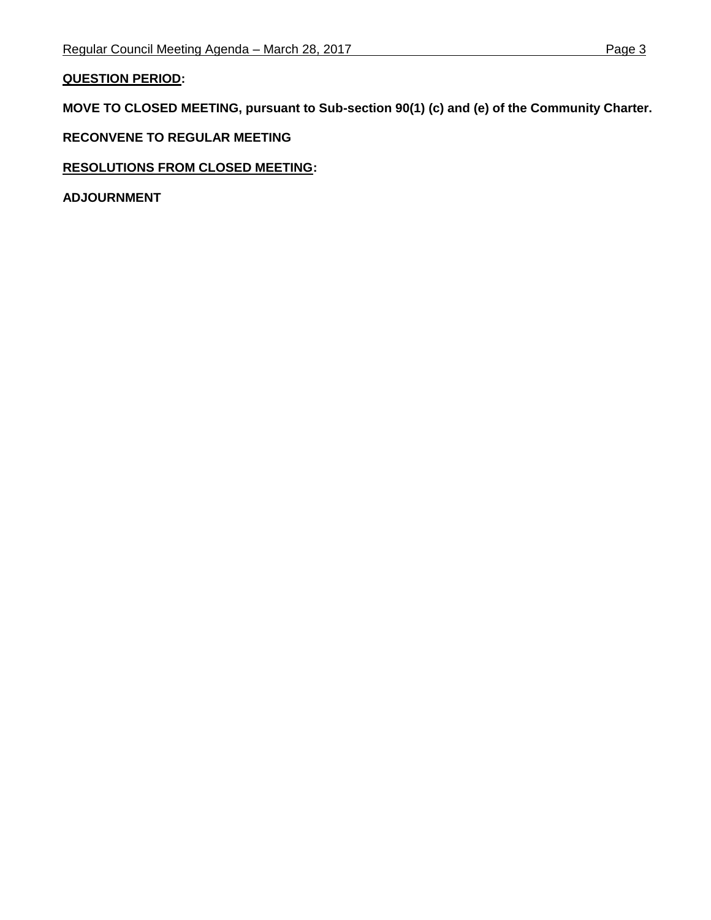**QUESTION PERIOD:**

**MOVE TO CLOSED MEETING, pursuant to Sub-section 90(1) (c) and (e) of the Community Charter.**

**RECONVENE TO REGULAR MEETING**

**RESOLUTIONS FROM CLOSED MEETING:**

**ADJOURNMENT**